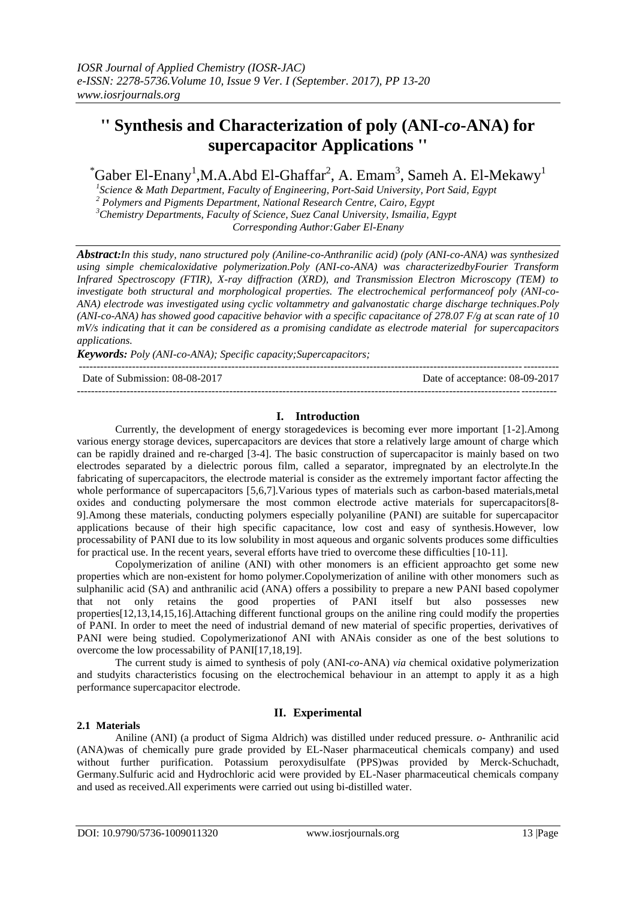# '' Synthesis and Characterization of poly (ANI-*co*-ANA) for supercapacitor Applications ''

*Gaber El-Enany[1], M.A.Abd El-Ghaffar[2], A. Emam[3], Sameh A. El-Mekawy[1]

[1]*Science & Math Department, Faculty of Engineering, Port-Said University, Port Said, Egypt*
[2] *Polymers and Pigments Department, National Research Centre, Cairo, Egypt*
[3]*Chemistry Departments, Faculty of Science, Suez Canal University, Ismailia, Egypt*
*Corresponding Author:Gaber El-Enany*

***Abstract:*** *In this study, nano structured poly (Aniline-co-Anthranilic acid) (poly (ANI-co-ANA) was synthesized using simple chemicaloxidative polymerization.Poly (ANI-co-ANA) was characterizedbyFourier Transform Infrared Spectroscopy (FTIR), X-ray diffraction (XRD), and Transmission Electron Microscopy (TEM) to investigate both structural and morphological properties. The electrochemical performanceof poly (ANI-co-ANA) electrode was investigated using cyclic voltammetry and galvanostatic charge discharge techniques.Poly (ANI-co-ANA) has showed good capacitive behavior with a specific capacitance of 278.07 F/g at scan rate of 10 mV/s indicating that it can be considered as a promising candidate as electrode material for supercapacitors applications.*

***Keywords:*** *Poly (ANI-co-ANA); Specific capacity;Supercapacitors;*

Date of Submission: 08-08-2017 Date of acceptance: 08-09-2017

## I. Introduction

Currently, the development of energy storagedevices is becoming ever more important [1-2].Among various energy storage devices, supercapacitors are devices that store a relatively large amount of charge which can be rapidly drained and re-charged [3-4]. The basic construction of supercapacitor is mainly based on two electrodes separated by a dielectric porous film, called a separator, impregnated by an electrolyte.In the fabricating of supercapacitors, the electrode material is consider as the extremely important factor affecting the whole performance of supercapacitors [5,6,7].Various types of materials such as carbon-based materials,metal oxides and conducting polymersare the most common electrode active materials for supercapacitors[8-9].Among these materials, conducting polymers especially polyaniline (PANI) are suitable for supercapacitor applications because of their high specific capacitance, low cost and easy of synthesis.However, low processability of PANI due to its low solubility in most aqueous and organic solvents produces some difficulties for practical use. In the recent years, several efforts have tried to overcome these difficulties [10-11].

Copolymerization of aniline (ANI) with other monomers is an efficient approachto get some new properties which are non-existent for homo polymer.Copolymerization of aniline with other monomers such as sulphanilic acid (SA) and anthranilic acid (ANA) offers a possibility to prepare a new PANI based copolymer that not only retains the good properties of PANI itself but also possesses new properties[12,13,14,15,16].Attaching different functional groups on the aniline ring could modify the properties of PANI. In order to meet the need of industrial demand of new material of specific properties, derivatives of PANI were being studied. Copolymerizationof ANI with ANAis consider as one of the best solutions to overcome the low processability of PANI[17,18,19].

The current study is aimed to synthesis of poly (ANI-*co*-ANA) *via* chemical oxidative polymerization and studyits characteristics focusing on the electrochemical behaviour in an attempt to apply it as a high performance supercapacitor electrode.

## II. Experimental

### 2.1 Materials

Aniline (ANI) (a product of Sigma Aldrich) was distilled under reduced pressure. *o*- Anthranilic acid (ANA)was of chemically pure grade provided by EL-Naser pharmaceutical chemicals company) and used without further purification. Potassium peroxydisulfate (PPS)was provided by Merck-Schuchadt, Germany.Sulfuric acid and Hydrochloric acid were provided by EL-Naser pharmaceutical chemicals company and used as received.All experiments were carried out using bi-distilled water.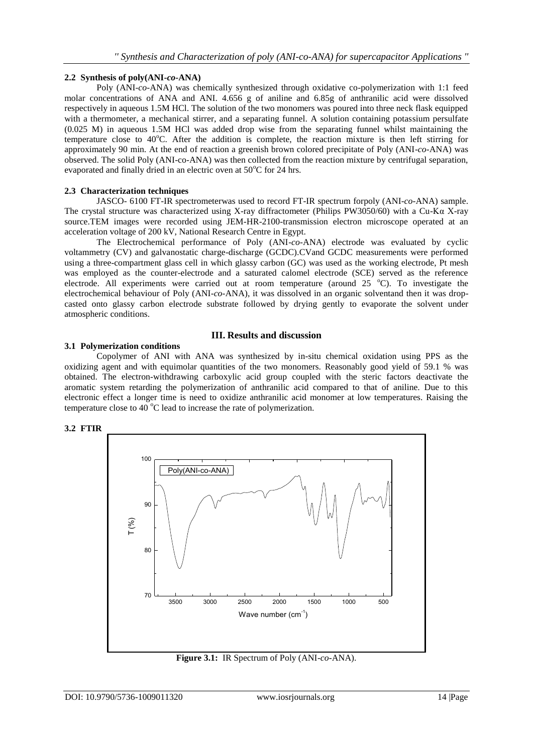### 2.2 Synthesis of poly(ANI-*co*-ANA)

Poly (ANI-*co*-ANA) was chemically synthesized through oxidative co-polymerization with 1:1 feed molar concentrations of ANA and ANI. 4.656 g of aniline and 6.85g of anthranilic acid were dissolved respectively in aqueous 1.5M HCl. The solution of the two monomers was poured into three neck flask equipped with a thermometer, a mechanical stirrer, and a separating funnel. A solution containing potassium persulfate (0.025 M) in aqueous 1.5M HCl was added drop wise from the separating funnel whilst maintaining the temperature close to 40°C. After the addition is complete, the reaction mixture is then left stirring for approximately 90 min. At the end of reaction a greenish brown colored precipitate of Poly (ANI-*co*-ANA) was observed. The solid Poly (ANI-co-ANA) was then collected from the reaction mixture by centrifugal separation, evaporated and finally dried in an electric oven at 50°C for 24 hrs.

### 2.3 Characterization techniques

JASCO- 6100 FT-IR spectrometerwas used to record FT-IR spectrum forpoly (ANI-*co*-ANA) sample. The crystal structure was characterized using X-ray diffractometer (Philips PW3050/60) with a Cu-Kα X-ray source.TEM images were recorded using JEM-HR-2100-transmission electron microscope operated at an acceleration voltage of 200 kV, National Research Centre in Egypt.

The Electrochemical performance of Poly (ANI-*co*-ANA) electrode was evaluated by cyclic voltammetry (CV) and galvanostatic charge-discharge (GCDC).CVand GCDC measurements were performed using a three-compartment glass cell in which glassy carbon (GC) was used as the working electrode, Pt mesh was employed as the counter-electrode and a saturated calomel electrode (SCE) served as the reference electrode. All experiments were carried out at room temperature (around 25 °C). To investigate the electrochemical behaviour of Poly (ANI-*co*-ANA), it was dissolved in an organic solventand then it was drop-casted onto glassy carbon electrode substrate followed by drying gently to evaporate the solvent under atmospheric conditions.

## III. Results and discussion

### 3.1 Polymerization conditions

Copolymer of ANI with ANA was synthesized by in-situ chemical oxidation using PPS as the oxidizing agent and with equimolar quantities of the two monomers. Reasonably good yield of 59.1 % was obtained. The electron-withdrawing carboxylic acid group coupled with the steric factors deactivate the aromatic system retarding the polymerization of anthranilic acid compared to that of aniline. Due to this electronic effect a longer time is need to oxidize anthranilic acid monomer at low temperatures. Raising the temperature close to 40 °C lead to increase the rate of polymerization.

### 3.2 FTIR

**Figure 3.1:** IR Spectrum of Poly (ANI-*co*-ANA).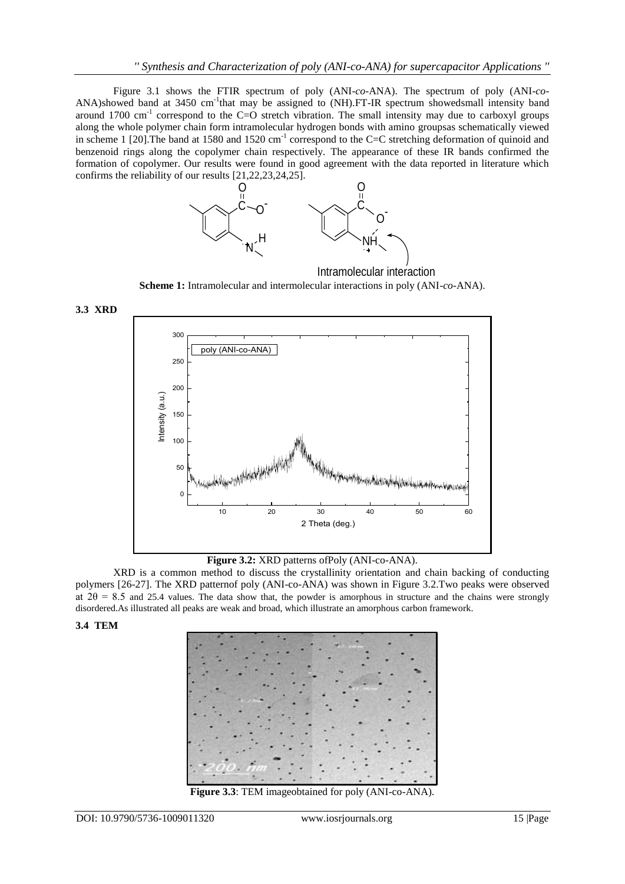Figure 3.1 shows the FTIR spectrum of poly (ANI-*co*-ANA). The spectrum of poly (ANI-*co*-ANA)showed band at 3450 $cm^{-1}$that may be assigned to (NH).FT-IR spectrum showedsmall intensity band around 1700 $cm^{-1}$ correspond to the C=O stretch vibration. The small intensity may due to carboxyl groups along the whole polymer chain form intramolecular hydrogen bonds with amino groupsas schematically viewed in scheme 1 [20].The band at 1580 and 1520 $cm^{-1}$ correspond to the C=C stretching deformation of quinoid and benzenoid rings along the copolymer chain respectively. The appearance of these IR bands confirmed the formation of copolymer. Our results were found in good agreement with the data reported in literature which confirms the reliability of our results [21,22,23,24,25].

Intramolecular interaction

**Scheme 1:** Intramolecular and intermolecular interactions in poly (ANI-*co*-ANA).

### 3.3 XRD

**Figure 3.2:** XRD patterns ofPoly (ANI-co-ANA).

XRD is a common method to discuss the crystallinity orientation and chain backing of conducting polymers [26-27]. The XRD patternof poly (ANI-co-ANA) was shown in Figure 3.2.Two peaks were observed at $2\theta = 8.5$ and 25.4 values. The data show that, the powder is amorphous in structure and the chains were strongly disordered.As illustrated all peaks are weak and broad, which illustrate an amorphous carbon framework.

### 3.4 TEM

**Figure 3.3**: TEM imageobtained for poly (ANI-co-ANA).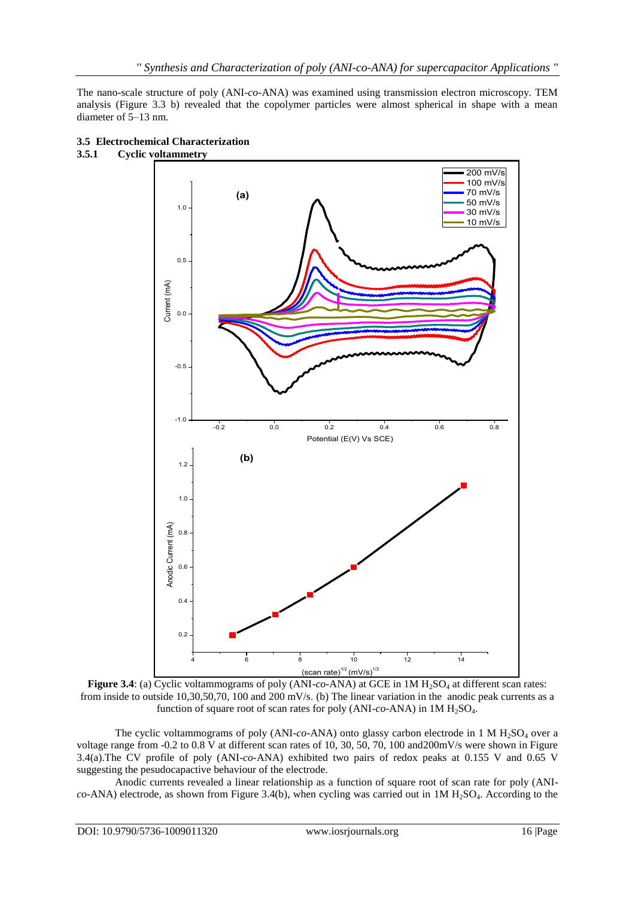The nano-scale structure of poly (ANI-*co*-ANA) was examined using transmission electron microscopy. TEM analysis (Figure 3.3 b) revealed that the copolymer particles were almost spherical in shape with a mean diameter of 5–13 nm.

## 3.5 Electrochemical Characterization

### 3.5.1 Cyclic voltammetry

**Figure 3.4**: (a) Cyclic voltammograms of poly (ANI-*co*-ANA) at GCE in 1M $H_2SO_4$ at different scan rates: from inside to outside 10,30,50,70, 100 and 200 mV/s. (b) The linear variation in the anodic peak currents as a function of square root of scan rates for poly (ANI-*co*-ANA) in 1M $H_2SO_4$.

The cyclic voltammograms of poly (ANI-*co*-ANA) onto glassy carbon electrode in 1 M $H_2SO_4$ over a voltage range from -0.2 to 0.8 V at different scan rates of 10, 30, 50, 70, 100 and200mV/s were shown in Figure 3.4(a).The CV profile of poly (ANI-*co*-ANA) exhibited two pairs of redox peaks at 0.155 V and 0.65 V suggesting the pesudocapactive behaviour of the electrode.

Anodic currents revealed a linear relationship as a function of square root of scan rate for poly (ANI-*co*-ANA) electrode, as shown from Figure 3.4(b), when cycling was carried out in 1M $H_2SO_4$. According to the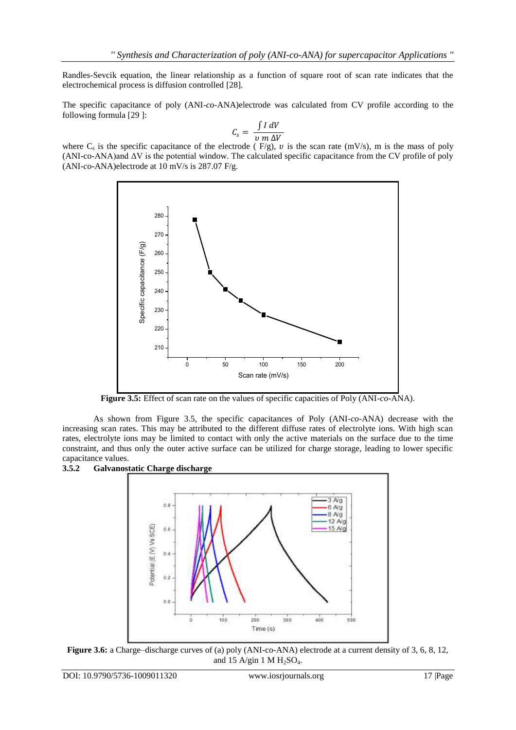Randles-Sevcik equation, the linear relationship as a function of square root of scan rate indicates that the electrochemical process is diffusion controlled [28].

The specific capacitance of poly (ANI-*co*-ANA)electrode was calculated from CV profile according to the following formula [29 ]:

$$C_s = \frac{\int I \, dV}{\upsilon \, m \, \Delta V}$$

where $C_s$ is the specific capacitance of the electrode ( F/g), $\upsilon$ is the scan rate (mV/s), m is the mass of poly (ANI-co-ANA)and $\Delta V$ is the potential window. The calculated specific capacitance from the CV profile of poly (ANI-*co*-ANA)electrode at 10 mV/s is 287.07 F/g.

**Figure 3.5:** Effect of scan rate on the values of specific capacities of Poly (ANI-*co*-ANA).

As shown from Figure 3.5, the specific capacitances of Poly (ANI-*co*-ANA) decrease with the increasing scan rates. This may be attributed to the different diffuse rates of electrolyte ions. With high scan rates, electrolyte ions may be limited to contact with only the active materials on the surface due to the time constraint, and thus only the outer active surface can be utilized for charge storage, leading to lower specific capacitance values.

### 3.5.2 Galvanostatic Charge discharge

**Figure 3.6:** a Charge–discharge curves of (a) poly (ANI-co-ANA) electrode at a current density of 3, 6, 8, 12, and 15 A/gin 1 M $H_2SO_4$.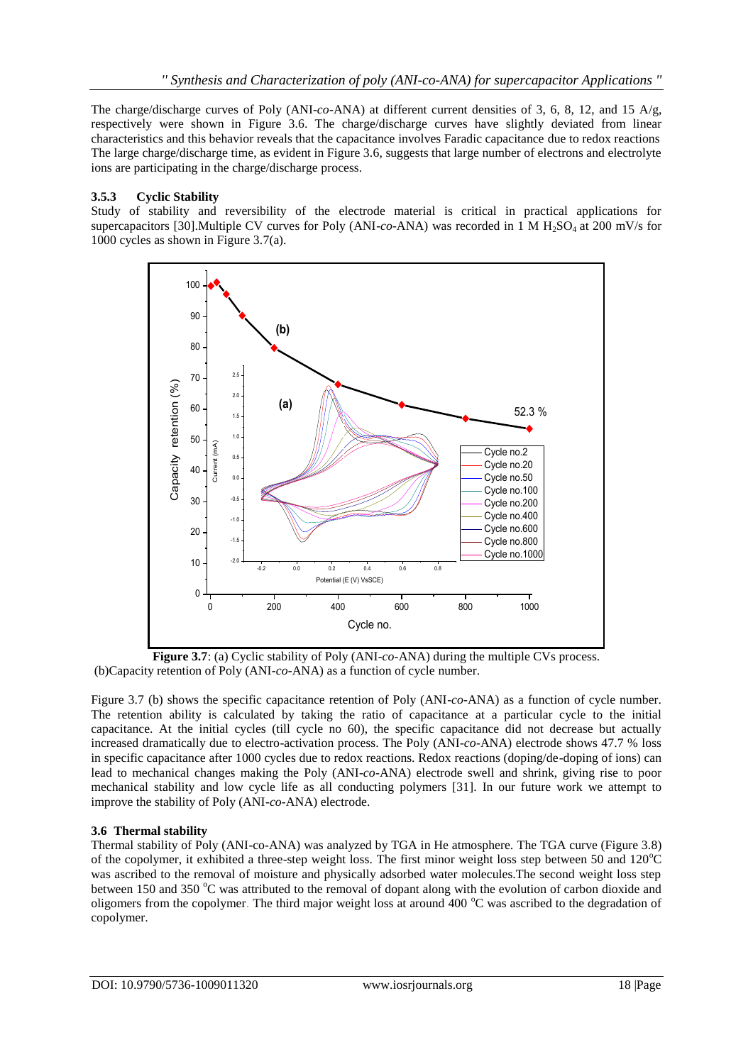The charge/discharge curves of Poly (ANI-*co*-ANA) at different current densities of 3, 6, 8, 12, and 15 A/g, respectively were shown in Figure 3.6. The charge/discharge curves have slightly deviated from linear characteristics and this behavior reveals that the capacitance involves Faradic capacitance due to redox reactions The large charge/discharge time, as evident in Figure 3.6, suggests that large number of electrons and electrolyte ions are participating in the charge/discharge process.

### 3.5.3 Cyclic Stability

Study of stability and reversibility of the electrode material is critical in practical applications for supercapacitors [30].Multiple CV curves for Poly (ANI-*co*-ANA) was recorded in 1 M $H_2SO_4$ at 200 mV/s for 1000 cycles as shown in Figure 3.7(a).

**Figure 3.7**: (a) Cyclic stability of Poly (ANI-*co*-ANA) during the multiple CVs process. (b)Capacity retention of Poly (ANI-*co*-ANA) as a function of cycle number.

Figure 3.7 (b) shows the specific capacitance retention of Poly (ANI-*co*-ANA) as a function of cycle number. The retention ability is calculated by taking the ratio of capacitance at a particular cycle to the initial capacitance. At the initial cycles (till cycle no 60), the specific capacitance did not decrease but actually increased dramatically due to electro-activation process. The Poly (ANI-*co*-ANA) electrode shows 47.7 % loss in specific capacitance after 1000 cycles due to redox reactions. Redox reactions (doping/de-doping of ions) can lead to mechanical changes making the Poly (ANI-*co*-ANA) electrode swell and shrink, giving rise to poor mechanical stability and low cycle life as all conducting polymers [31]. In our future work we attempt to improve the stability of Poly (ANI-*co*-ANA) electrode.

## 3.6 Thermal stability

Thermal stability of Poly (ANI-co-ANA) was analyzed by TGA in He atmosphere. The TGA curve (Figure 3.8) of the copolymer, it exhibited a three-step weight loss. The first minor weight loss step between 50 and 120$^{o}$C was ascribed to the removal of moisture and physically adsorbed water molecules.The second weight loss step between 150 and 350 $^{o}$C was attributed to the removal of dopant along with the evolution of carbon dioxide and oligomers from the copolymer. The third major weight loss at around 400 $^{o}$C was ascribed to the degradation of copolymer.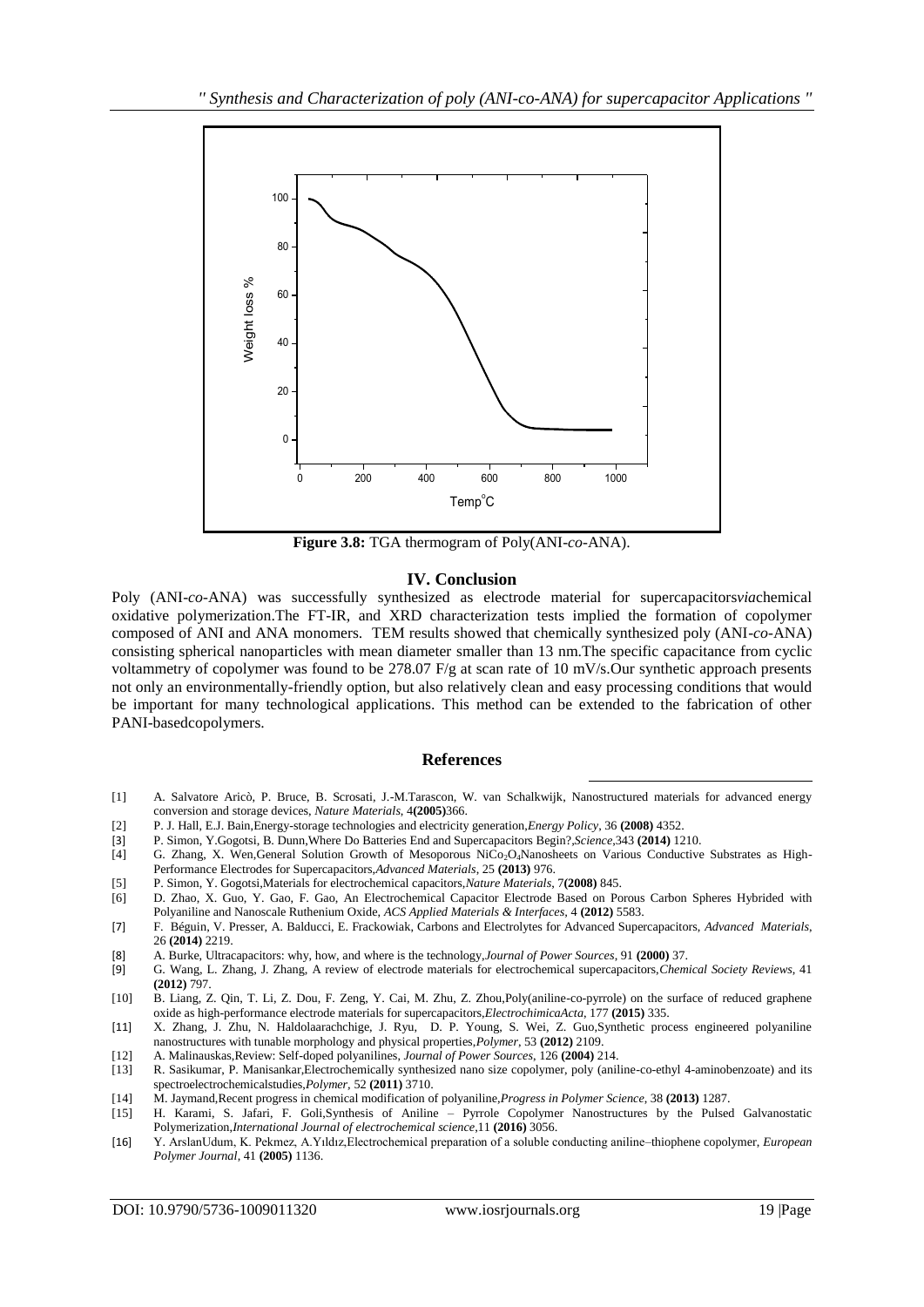**Figure 3.8:** TGA thermogram of Poly(ANI-*co*-ANA).

## IV. Conclusion

Poly (ANI-*co*-ANA) was successfully synthesized as electrode material for supercapacitors*via*chemical oxidative polymerization.The FT-IR, and XRD characterization tests implied the formation of copolymer composed of ANI and ANA monomers. TEM results showed that chemically synthesized poly (ANI-*co*-ANA) consisting spherical nanoparticles with mean diameter smaller than 13 nm.The specific capacitance from cyclic voltammetry of copolymer was found to be 278.07 F/g at scan rate of 10 mV/s.Our synthetic approach presents not only an environmentally-friendly option, but also relatively clean and easy processing conditions that would be important for many technological applications. This method can be extended to the fabrication of other PANI-basedcopolymers.

## References

[1] A. Salvatore Aricò, P. Bruce, B. Scrosati, J.-M.Tarascon, W. van Schalkwijk, Nanostructured materials for advanced energy conversion and storage devices, *Nature Materials*, 4**(2005)**366.

[2] P. J. Hall, E.J. Bain,Energy-storage technologies and electricity generation,*Energy Policy*, 36 **(2008)** 4352.

[3] P. Simon, Y.Gogotsi, B. Dunn,Where Do Batteries End and Supercapacitors Begin?,*Science*,343 **(2014)** 1210.

[4] G. Zhang, X. Wen,General Solution Growth of Mesoporous $NiCo_2O_4$Nanosheets on Various Conductive Substrates as High-Performance Electrodes for Supercapacitors,*Advanced Materials*, 25 **(2013)** 976.

[5] P. Simon, Y. Gogotsi,Materials for electrochemical capacitors,*Nature Materials*, 7**(2008)** 845.

[6] D. Zhao, X. Guo, Y. Gao, F. Gao, An Electrochemical Capacitor Electrode Based on Porous Carbon Spheres Hybrided with Polyaniline and Nanoscale Ruthenium Oxide, *ACS Applied Materials & Interfaces*, 4 **(2012)** 5583.

[7] F. Béguin, V. Presser, A. Balducci, E. Frackowiak, Carbons and Electrolytes for Advanced Supercapacitors, *Advanced Materials*, 26 **(2014)** 2219.

[8] A. Burke, Ultracapacitors: why, how, and where is the technology,*Journal of Power Sources*, 91 **(2000)** 37.

[9] G. Wang, L. Zhang, J. Zhang, A review of electrode materials for electrochemical supercapacitors,*Chemical Society Reviews*, 41 **(2012)** 797.

[10] B. Liang, Z. Qin, T. Li, Z. Dou, F. Zeng, Y. Cai, M. Zhu, Z. Zhou,Poly(aniline-co-pyrrole) on the surface of reduced graphene oxide as high-performance electrode materials for supercapacitors,*ElectrochimicaActa*, 177 **(2015)** 335.

[11] X. Zhang, J. Zhu, N. Haldolaarachchige, J. Ryu, D. P. Young, S. Wei, Z. Guo,Synthetic process engineered polyaniline nanostructures with tunable morphology and physical properties,*Polymer*, 53 **(2012)** 2109.

[12] A. Malinauskas,Review: Self-doped polyanilines, *Journal of Power Sources*, 126 **(2004)** 214.

[13] R. Sasikumar, P. Manisankar,Electrochemically synthesized nano size copolymer, poly (aniline-co-ethyl 4-aminobenzoate) and its spectroelectrochemicalstudies,*Polymer*, 52 **(2011)** 3710.

[14] M. Jaymand,Recent progress in chemical modification of polyaniline,*Progress in Polymer Science*, 38 **(2013)** 1287.

[15] H. Karami, S. Jafari, F. Goli,Synthesis of Aniline – Pyrrole Copolymer Nanostructures by the Pulsed Galvanostatic Polymerization,*International Journal of electrochemical science*,11 **(2016)** 3056.

[16] Y. ArslanUdum, K. Pekmez, A.Yıldız,Electrochemical preparation of a soluble conducting aniline–thiophene copolymer, *European Polymer Journal*, 41 **(2005)** 1136.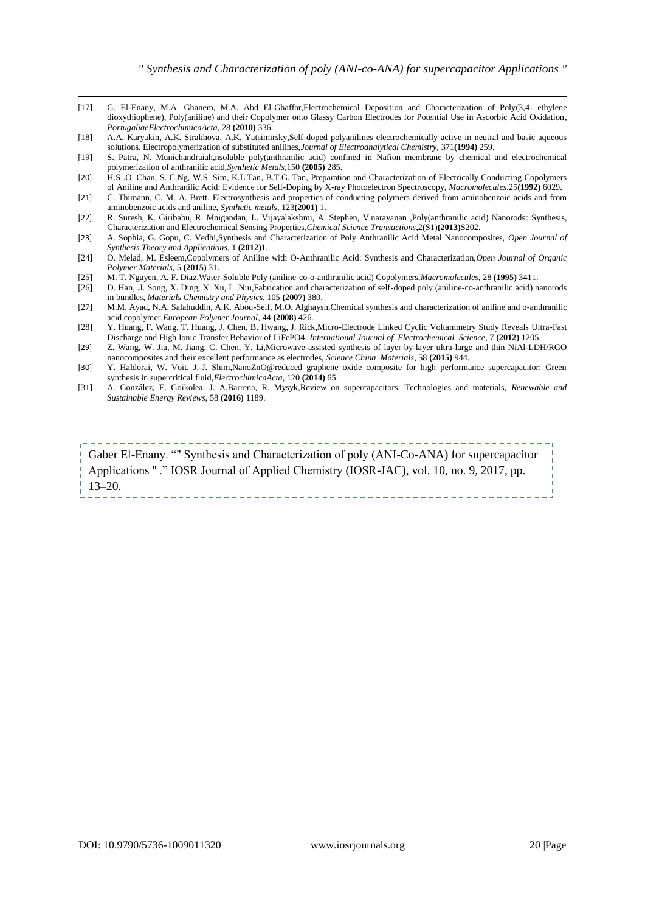[17] G. El-Enany, M.A. Ghanem, M.A. Abd El-Ghaffar,Electrochemical Deposition and Characterization of Poly(3,4- ethylene dioxythiophene), Poly(aniline) and their Copolymer onto Glassy Carbon Electrodes for Potential Use in Ascorbic Acid Oxidation, *PortugaliaeElectrochimicaActa*, 28 **(2010)** 336.

[18] A.A. Karyakin, A.K. Strakhova, A.K. Yatsimirsky,Self-doped polyanilines electrochemically active in neutral and basic aqueous solutions. Electropolymerization of substituted anilines,*Journal of Electroanalytical Chemistry*, 371**(1994)** 259.

[19] S. Patra, N. Munichandraiah,nsoluble poly(anthranilic acid) confined in Nafion membrane by chemical and electrochemical polymerization of anthranilic acid,*Synthetic Metals*,150 **(2005)** 285.

[20] H.S .O. Chan, S. C.Ng, W.S. Sim, K.L.Tan, B.T.G. Tan, Preparation and Characterization of Electrically Conducting Copolymers of Aniline and Anthranilic Acid: Evidence for Self-Doping by X-ray Photoelectron Spectroscopy, *Macromolecules*,25**(1992)** 6029.

[21] C. Thimann, C. M. A. Brett, Electrosynthesis and properties of conducting polymers derived from aminobenzoic acids and from aminobenzoic acids and aniline, *Synthetic metals*, 123**(2001)** 1.

[22] R. Suresh, K. Giribabu, R. Mnigandan, L. Vijayalakshmi, A. Stephen, V.narayanan ,Poly(anthranilic acid) Nanorods: Synthesis, Characterization and Electrochemical Sensing Properties,*Chemical Science Transactions*,2(S1)**(2013)**S202.

[23] A. Sophia, G. Gopu, C. Vedhi,Synthesis and Characterization of Poly Anthranilic Acid Metal Nanocomposites, *Open Journal of Synthesis Theory and Applications*, 1 **(2012)**1.

[24] O. Melad, M. Esleem,Copolymers of Aniline with O-Anthranilic Acid: Synthesis and Characterization,*Open Journal of Organic Polymer Materials*, 5 **(2015)** 31.

[25] M. T. Nguyen, A. F. Diaz,Water-Soluble Poly (aniline-co-o-anthranilic acid) Copolymers,*Macromolecules*, 28 **(1995)** 3411.

[26] D. Han, .J. Song, X. Ding, X. Xu, L. Niu,Fabrication and characterization of self-doped poly (aniline-co-anthranilic acid) nanorods in bundles, *Materials Chemistry and Physics*, 105 **(2007)** 380.

[27] M.M. Ayad, N.A. Salahuddin, A.K. Abou-Seif, M.O. Alghaysh,Chemical synthesis and characterization of aniline and o-anthranilic acid copolymer,*European Polymer Journal*, 44 **(2008)** 426.

[28] Y. Huang, F. Wang, T. Huang, J. Chen, B. Hwang, J. Rick,Micro-Electrode Linked Cyclic Voltammetry Study Reveals Ultra-Fast Discharge and High Ionic Transfer Behavior of LiFePO4, *International Journal of Electrochemical Science*, 7 **(2012)** 1205.

[29] Z. Wang, W. Jia, M. Jiang, C. Chen, Y. Li,Microwave-assisted synthesis of layer-by-layer ultra-large and thin NiAl-LDH/RGO nanocomposites and their excellent performance as electrodes, *Science China Materials*, 58 **(2015)** 944.

[30] Y. Haldorai, W. Voit, J.-J. Shim,NanoZnO@reduced graphene oxide composite for high performance supercapacitor: Green synthesis in supercritical fluid,*ElectrochimicaActa*, 120 **(2014)** 65.

[31] A. González, E. Goikolea, J. A.Barrena, R. Mysyk,Review on supercapacitors: Technologies and materials, *Renewable and Sustainable Energy Reviews*, 58 **(2016)** 1189.

Gaber El-Enany. “" Synthesis and Characterization of poly (ANI-Co-ANA) for supercapacitor Applications " .” IOSR Journal of Applied Chemistry (IOSR-JAC), vol. 10, no. 9, 2017, pp. 13–20.